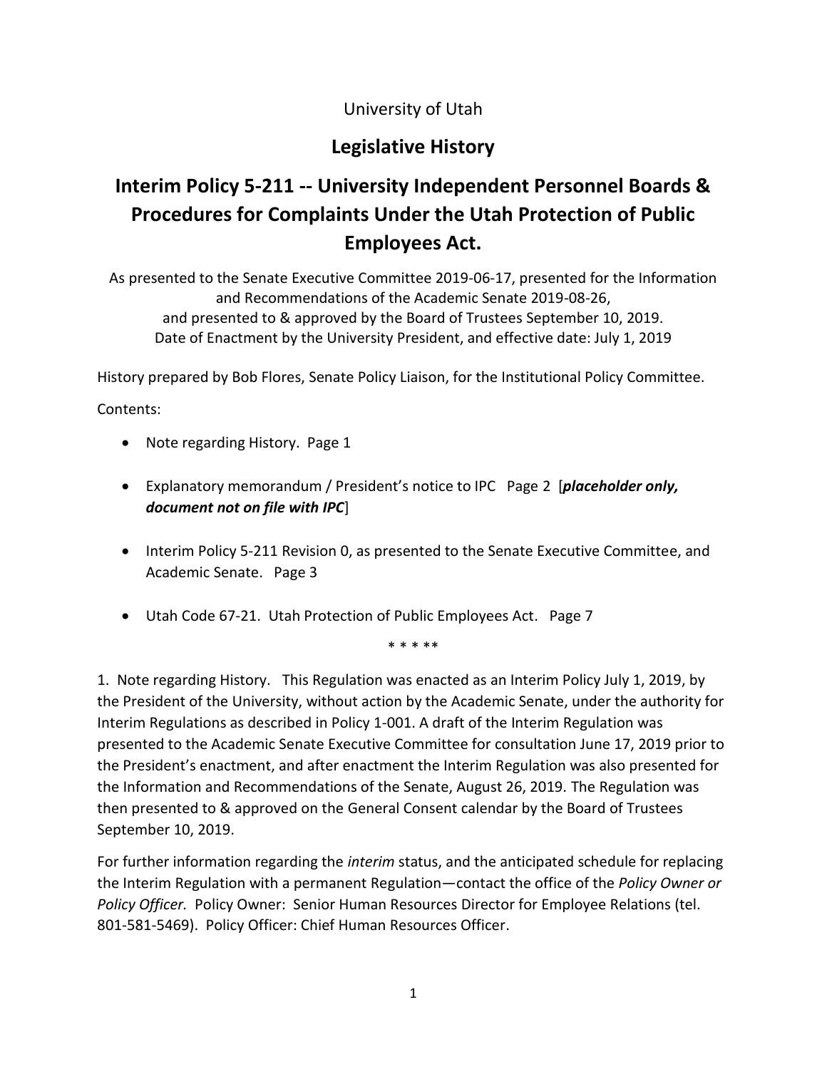University of Utah

# Legislative History

## Interim Policy 5-211 -- University Independent Personnel Boards & Procedures for Complaints Under the Utah Protection of Public Employees Act.

As presented to the Senate Executive Committee 2019-06-17, presented for the Information and Recommendations of the Academic Senate 2019-08-26, and presented to & approved by the Board of Trustees September 10, 2019. Date of Enactment by the University President, and effective date: July 1, 2019

History prepared by Bob Flores, Senate Policy Liaison, for the Institutional Policy Committee.

Contents:

- Note regarding History. Page 1
- Explanatory memorandum / President's notice to IPC Page 2 [***placeholder only, document not on file with IPC***]
- Interim Policy 5-211 Revision 0, as presented to the Senate Executive Committee, and Academic Senate. Page 3
- Utah Code 67-21. Utah Protection of Public Employees Act. Page 7

\* \* \* \*\*

1. Note regarding History. This Regulation was enacted as an Interim Policy July 1, 2019, by the President of the University, without action by the Academic Senate, under the authority for Interim Regulations as described in Policy 1-001. A draft of the Interim Regulation was presented to the Academic Senate Executive Committee for consultation June 17, 2019 prior to the President's enactment, and after enactment the Interim Regulation was also presented for the Information and Recommendations of the Senate, August 26, 2019. The Regulation was then presented to & approved on the General Consent calendar by the Board of Trustees September 10, 2019.

For further information regarding the *interim* status, and the anticipated schedule for replacing the Interim Regulation with a permanent Regulation—contact the office of the *Policy Owner or Policy Officer.* Policy Owner: Senior Human Resources Director for Employee Relations (tel. 801-581-5469). Policy Officer: Chief Human Resources Officer.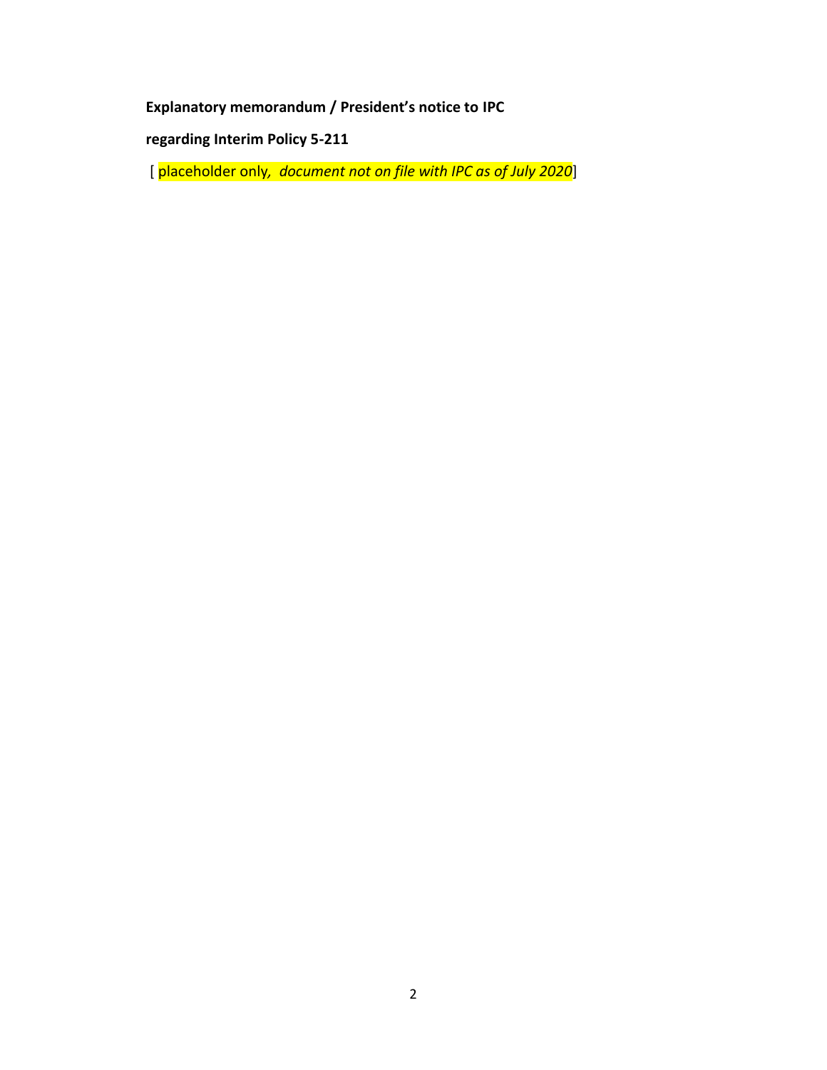**Explanatory memorandum / President's notice to IPC**

**regarding Interim Policy 5-211**

[ placeholder only*, document not on file with IPC as of July 2020*]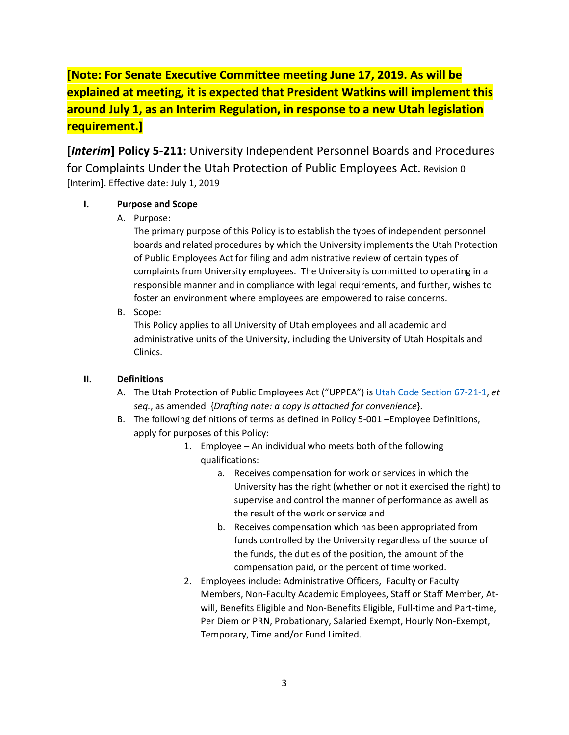**[Note: For Senate Executive Committee meeting June 17, 2019. As will be explained at meeting, it is expected that President Watkins will implement this around July 1, as an Interim Regulation, in response to a new Utah legislation requirement.]**

**[*Interim*] Policy 5-211:** University Independent Personnel Boards and Procedures for Complaints Under the Utah Protection of Public Employees Act. Revision 0 [Interim]. Effective date: July 1, 2019

**I. Purpose and Scope**

A. Purpose:
The primary purpose of this Policy is to establish the types of independent personnel boards and related procedures by which the University implements the Utah Protection of Public Employees Act for filing and administrative review of certain types of complaints from University employees. The University is committed to operating in a responsible manner and in compliance with legal requirements, and further, wishes to foster an environment where employees are empowered to raise concerns.

B. Scope:
This Policy applies to all University of Utah employees and all academic and administrative units of the University, including the University of Utah Hospitals and Clinics.

**II. Definitions**

A. The Utah Protection of Public Employees Act ("UPPEA") is Utah Code Section 67-21-1, *et seq.*, as amended {*Drafting note: a copy is attached for convenience*}.

B. The following definitions of terms as defined in Policy 5-001 –Employee Definitions, apply for purposes of this Policy:

1. Employee – An individual who meets both of the following qualifications:
   a. Receives compensation for work or services in which the University has the right (whether or not it exercised the right) to supervise and control the manner of performance as awell as the result of the work or service and
   b. Receives compensation which has been appropriated from funds controlled by the University regardless of the source of the funds, the duties of the position, the amount of the compensation paid, or the percent of time worked.
2. Employees include: Administrative Officers, Faculty or Faculty Members, Non-Faculty Academic Employees, Staff or Staff Member, At-will, Benefits Eligible and Non-Benefits Eligible, Full-time and Part-time, Per Diem or PRN, Probationary, Salaried Exempt, Hourly Non-Exempt, Temporary, Time and/or Fund Limited.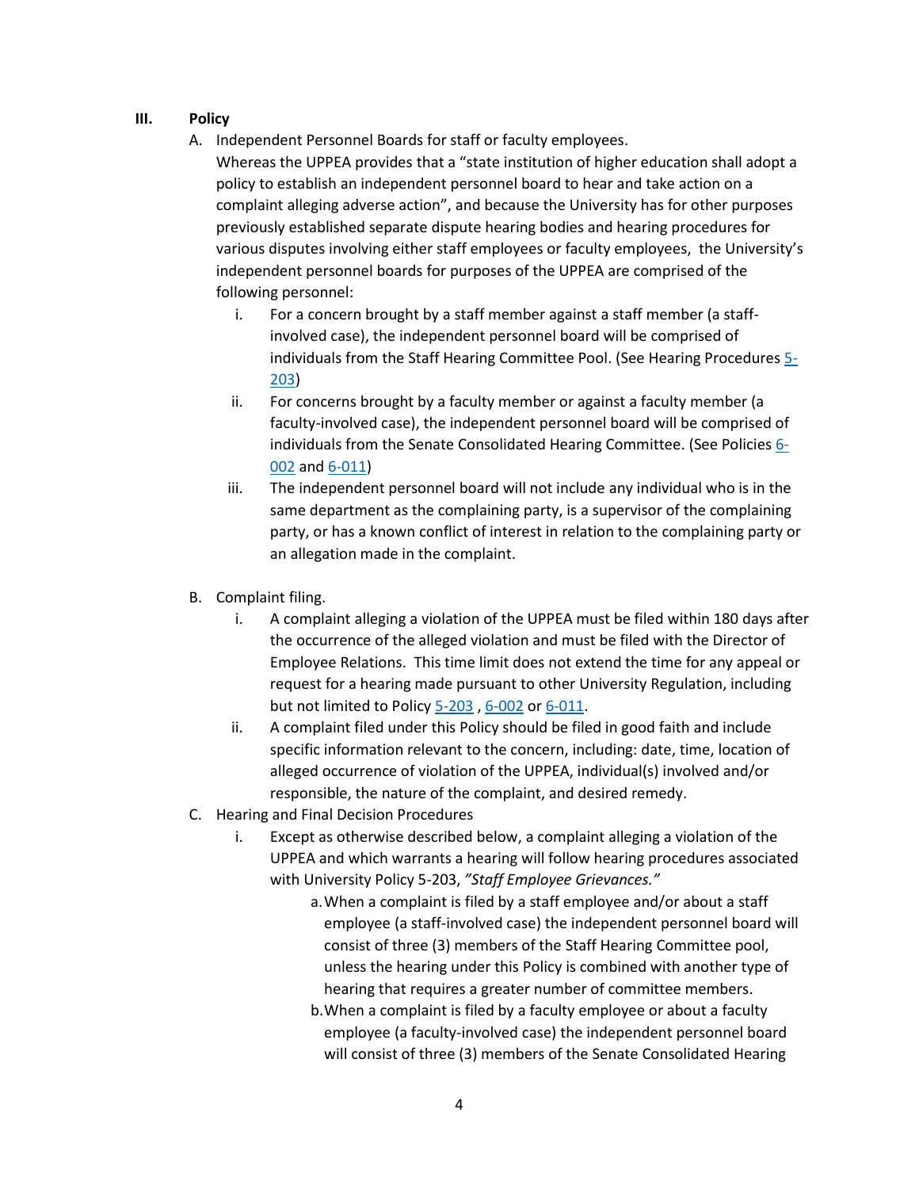## III. Policy

A. Independent Personnel Boards for staff or faculty employees.

Whereas the UPPEA provides that a "state institution of higher education shall adopt a policy to establish an independent personnel board to hear and take action on a complaint alleging adverse action", and because the University has for other purposes previously established separate dispute hearing bodies and hearing procedures for various disputes involving either staff employees or faculty employees, the University's independent personnel boards for purposes of the UPPEA are comprised of the following personnel:

   i. For a concern brought by a staff member against a staff member (a staff-involved case), the independent personnel board will be comprised of individuals from the Staff Hearing Committee Pool. (See Hearing Procedures 5-203)

   ii. For concerns brought by a faculty member or against a faculty member (a faculty-involved case), the independent personnel board will be comprised of individuals from the Senate Consolidated Hearing Committee. (See Policies 6-002 and 6-011)

   iii. The independent personnel board will not include any individual who is in the same department as the complaining party, is a supervisor of the complaining party, or has a known conflict of interest in relation to the complaining party or an allegation made in the complaint.

B. Complaint filing.

   i. A complaint alleging a violation of the UPPEA must be filed within 180 days after the occurrence of the alleged violation and must be filed with the Director of Employee Relations. This time limit does not extend the time for any appeal or request for a hearing made pursuant to other University Regulation, including but not limited to Policy 5-203 , 6-002 or 6-011.

   ii. A complaint filed under this Policy should be filed in good faith and include specific information relevant to the concern, including: date, time, location of alleged occurrence of violation of the UPPEA, individual(s) involved and/or responsible, the nature of the complaint, and desired remedy.

C. Hearing and Final Decision Procedures

   i. Except as otherwise described below, a complaint alleging a violation of the UPPEA and which warrants a hearing will follow hearing procedures associated with University Policy 5-203, *"Staff Employee Grievances."*

      a. When a complaint is filed by a staff employee and/or about a staff employee (a staff-involved case) the independent personnel board will consist of three (3) members of the Staff Hearing Committee pool, unless the hearing under this Policy is combined with another type of hearing that requires a greater number of committee members.

      b. When a complaint is filed by a faculty employee or about a faculty employee (a faculty-involved case) the independent personnel board will consist of three (3) members of the Senate Consolidated Hearing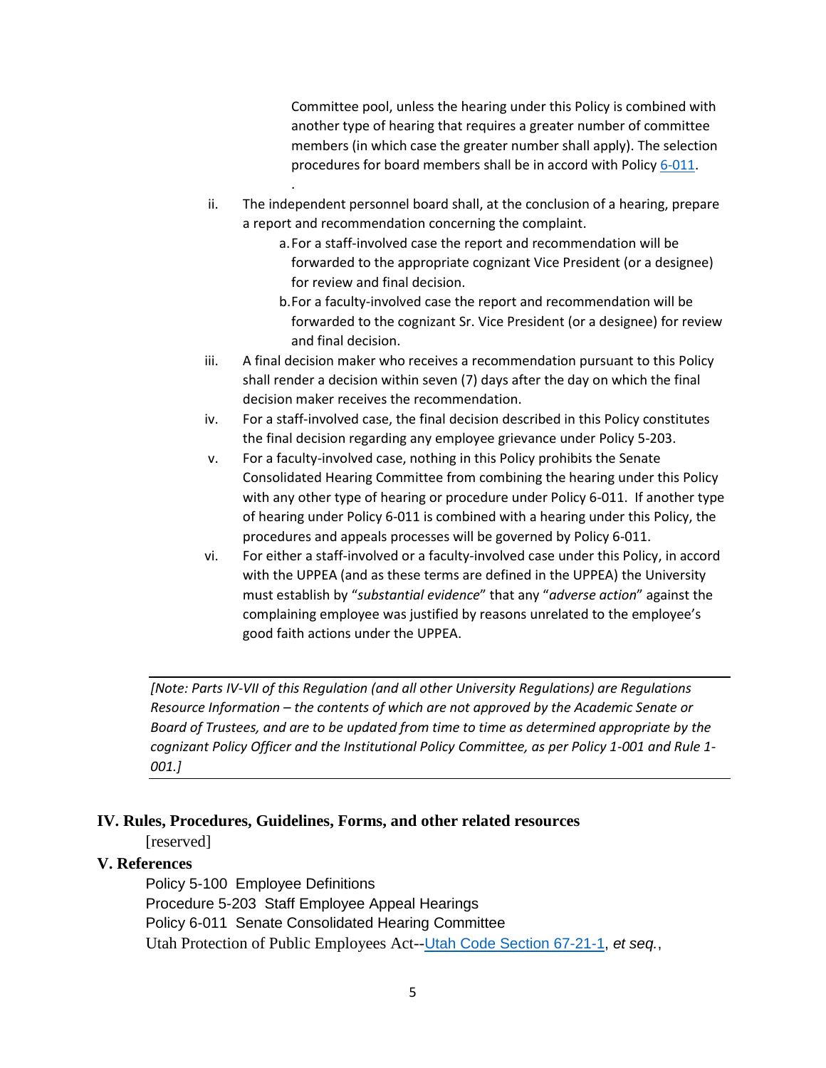Committee pool, unless the hearing under this Policy is combined with another type of hearing that requires a greater number of committee members (in which case the greater number shall apply). The selection procedures for board members shall be in accord with Policy 6-011.

.

ii. The independent personnel board shall, at the conclusion of a hearing, prepare a report and recommendation concerning the complaint.
   a. For a staff-involved case the report and recommendation will be forwarded to the appropriate cognizant Vice President (or a designee) for review and final decision.
   b. For a faculty-involved case the report and recommendation will be forwarded to the cognizant Sr. Vice President (or a designee) for review and final decision.

iii. A final decision maker who receives a recommendation pursuant to this Policy shall render a decision within seven (7) days after the day on which the final decision maker receives the recommendation.

iv. For a staff-involved case, the final decision described in this Policy constitutes the final decision regarding any employee grievance under Policy 5-203.

v. For a faculty-involved case, nothing in this Policy prohibits the Senate Consolidated Hearing Committee from combining the hearing under this Policy with any other type of hearing or procedure under Policy 6-011. If another type of hearing under Policy 6-011 is combined with a hearing under this Policy, the procedures and appeals processes will be governed by Policy 6-011.

vi. For either a staff-involved or a faculty-involved case under this Policy, in accord with the UPPEA (and as these terms are defined in the UPPEA) the University must establish by "*substantial evidence*" that any "*adverse action*" against the complaining employee was justified by reasons unrelated to the employee's good faith actions under the UPPEA.

---

*[Note: Parts IV-VII of this Regulation (and all other University Regulations) are Regulations Resource Information – the contents of which are not approved by the Academic Senate or Board of Trustees, and are to be updated from time to time as determined appropriate by the cognizant Policy Officer and the Institutional Policy Committee, as per Policy 1-001 and Rule 1-001.]*

---

## IV. Rules, Procedures, Guidelines, Forms, and other related resources

[reserved]

## V. References

Policy 5-100 Employee Definitions
Procedure 5-203 Staff Employee Appeal Hearings
Policy 6-011 Senate Consolidated Hearing Committee
Utah Protection of Public Employees Act--Utah Code Section 67-21-1, *et seq.*,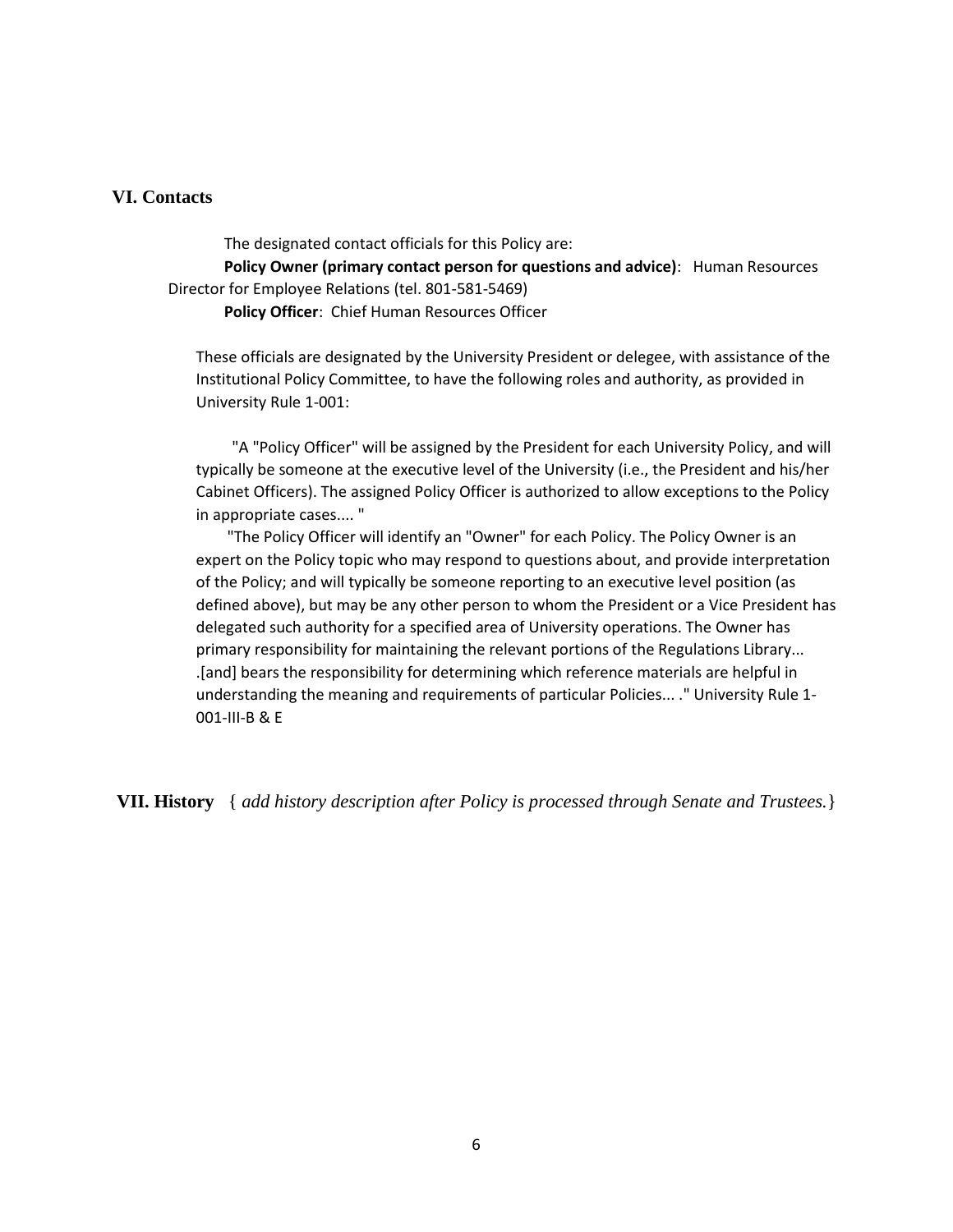## VI. Contacts

The designated contact officials for this Policy are:

**Policy Owner (primary contact person for questions and advice)**: Human Resources Director for Employee Relations (tel. 801-581-5469)

**Policy Officer**: Chief Human Resources Officer

These officials are designated by the University President or delegee, with assistance of the Institutional Policy Committee, to have the following roles and authority, as provided in University Rule 1-001:

"A "Policy Officer" will be assigned by the President for each University Policy, and will typically be someone at the executive level of the University (i.e., the President and his/her Cabinet Officers). The assigned Policy Officer is authorized to allow exceptions to the Policy in appropriate cases.... "

"The Policy Officer will identify an "Owner" for each Policy. The Policy Owner is an expert on the Policy topic who may respond to questions about, and provide interpretation of the Policy; and will typically be someone reporting to an executive level position (as defined above), but may be any other person to whom the President or a Vice President has delegated such authority for a specified area of University operations. The Owner has primary responsibility for maintaining the relevant portions of the Regulations Library... .[and] bears the responsibility for determining which reference materials are helpful in understanding the meaning and requirements of particular Policies... ." University Rule 1-001-III-B & E

## VII. History

{ *add history description after Policy is processed through Senate and Trustees.*}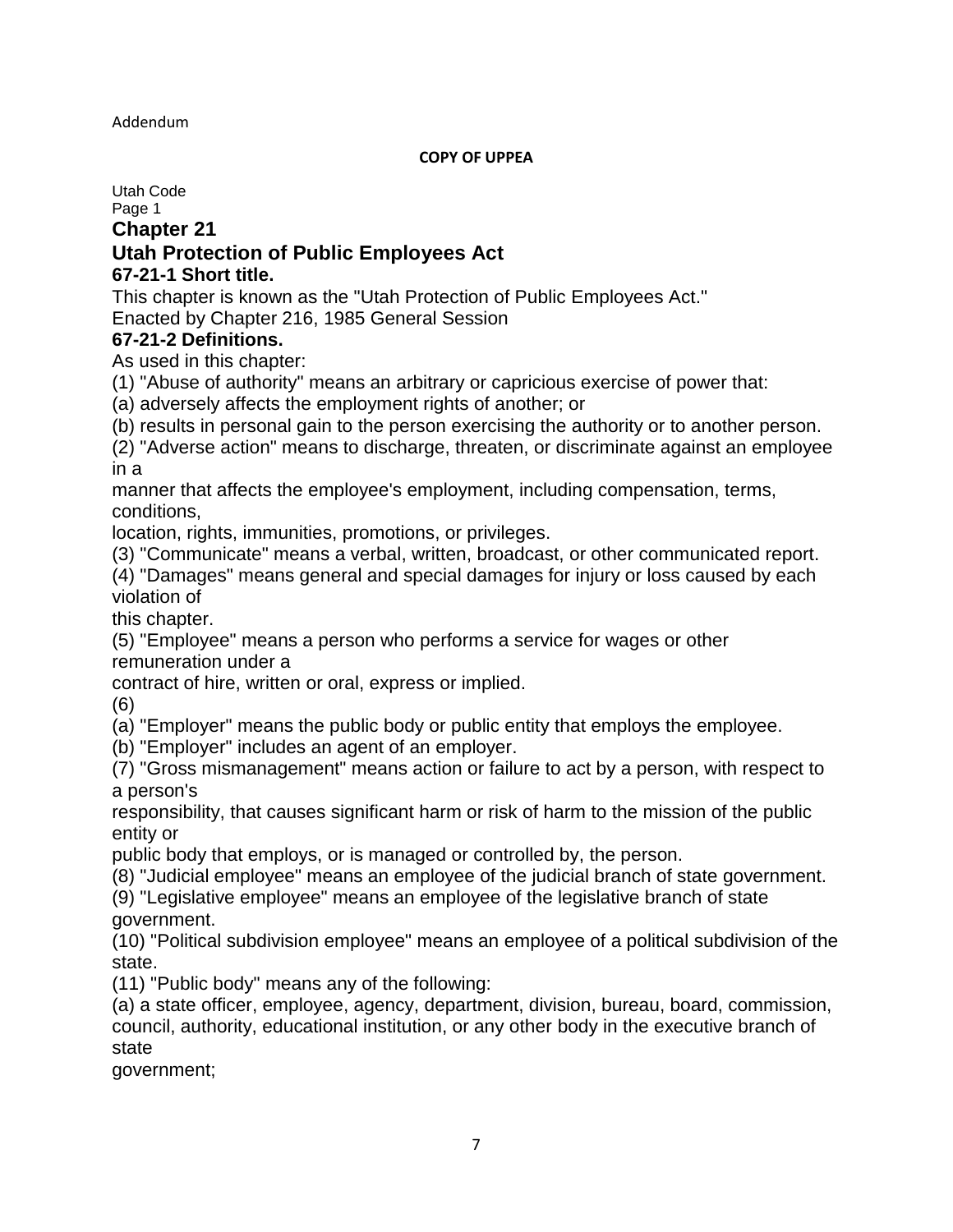Addendum

**COPY OF UPPEA**

Utah Code
Page 1

# Chapter 21

# Utah Protection of Public Employees Act

### 67-21-1 Short title.

This chapter is known as the "Utah Protection of Public Employees Act."
Enacted by Chapter 216, 1985 General Session

### 67-21-2 Definitions.

As used in this chapter:

(1) "Abuse of authority" means an arbitrary or capricious exercise of power that:

(a) adversely affects the employment rights of another; or

(b) results in personal gain to the person exercising the authority or to another person.

(2) "Adverse action" means to discharge, threaten, or discriminate against an employee in a manner that affects the employee's employment, including compensation, terms, conditions, location, rights, immunities, promotions, or privileges.

(3) "Communicate" means a verbal, written, broadcast, or other communicated report.

(4) "Damages" means general and special damages for injury or loss caused by each violation of this chapter.

(5) "Employee" means a person who performs a service for wages or other remuneration under a contract of hire, written or oral, express or implied.

(6)

(a) "Employer" means the public body or public entity that employs the employee.

(b) "Employer" includes an agent of an employer.

(7) "Gross mismanagement" means action or failure to act by a person, with respect to a person's responsibility, that causes significant harm or risk of harm to the mission of the public entity or public body that employs, or is managed or controlled by, the person.

(8) "Judicial employee" means an employee of the judicial branch of state government.

(9) "Legislative employee" means an employee of the legislative branch of state government.

(10) "Political subdivision employee" means an employee of a political subdivision of the state.

(11) "Public body" means any of the following:

(a) a state officer, employee, agency, department, division, bureau, board, commission, council, authority, educational institution, or any other body in the executive branch of state government;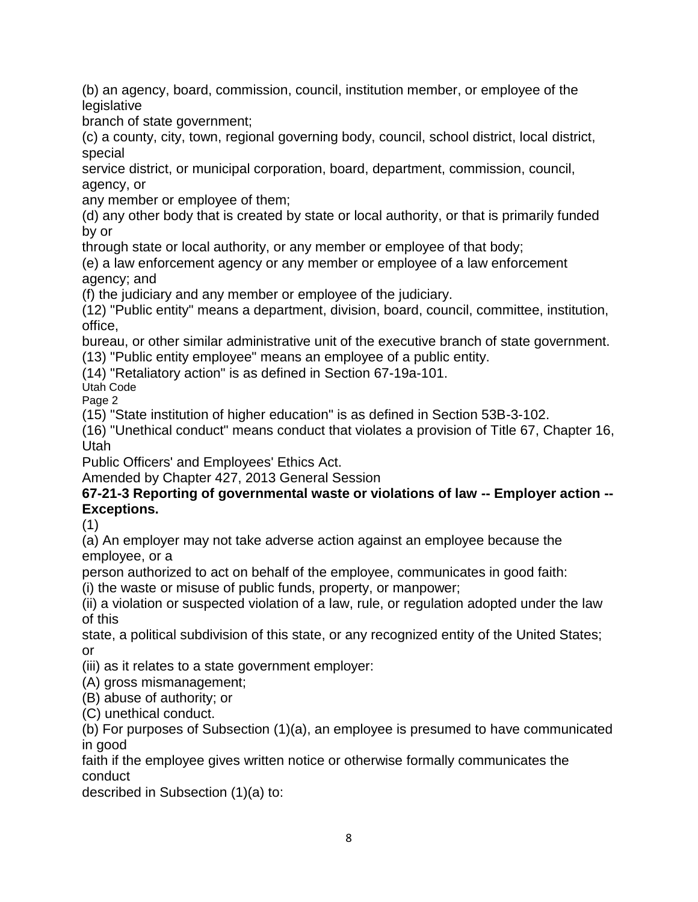(b) an agency, board, commission, council, institution member, or employee of the legislative branch of state government;

(c) a county, city, town, regional governing body, council, school district, local district, special service district, or municipal corporation, board, department, commission, council, agency, or any member or employee of them;

(d) any other body that is created by state or local authority, or that is primarily funded by or through state or local authority, or any member or employee of that body;

(e) a law enforcement agency or any member or employee of a law enforcement agency; and

(f) the judiciary and any member or employee of the judiciary.

(12) "Public entity" means a department, division, board, council, committee, institution, office, bureau, or other similar administrative unit of the executive branch of state government.

(13) "Public entity employee" means an employee of a public entity.

(14) "Retaliatory action" is as defined in Section 67-19a-101.

(15) "State institution of higher education" is as defined in Section 53B-3-102.

(16) "Unethical conduct" means conduct that violates a provision of Title 67, Chapter 16, Utah Public Officers' and Employees' Ethics Act.

Amended by Chapter 427, 2013 General Session

**67-21-3 Reporting of governmental waste or violations of law -- Employer action -- Exceptions.**

(1)

(a) An employer may not take adverse action against an employee because the employee, or a person authorized to act on behalf of the employee, communicates in good faith:

(i) the waste or misuse of public funds, property, or manpower;

(ii) a violation or suspected violation of a law, rule, or regulation adopted under the law of this state, a political subdivision of this state, or any recognized entity of the United States; or

(iii) as it relates to a state government employer:

(A) gross mismanagement;

(B) abuse of authority; or

(C) unethical conduct.

(b) For purposes of Subsection (1)(a), an employee is presumed to have communicated in good faith if the employee gives written notice or otherwise formally communicates the conduct described in Subsection (1)(a) to: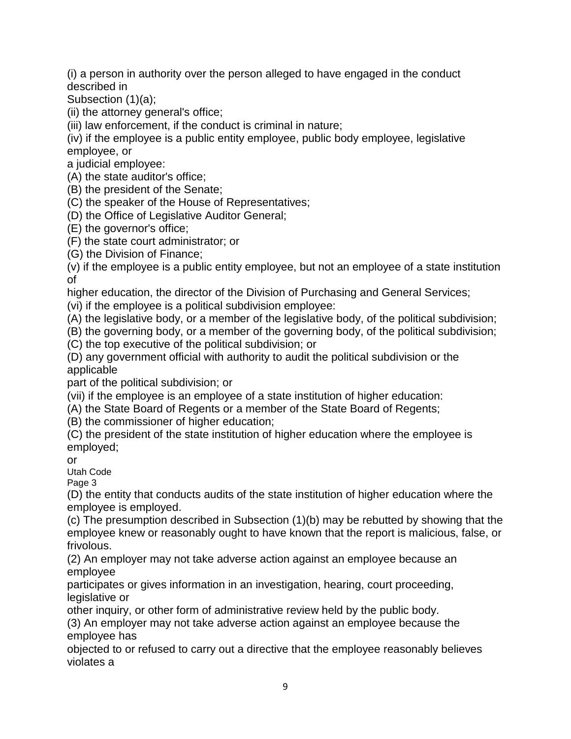(i) a person in authority over the person alleged to have engaged in the conduct described in Subsection (1)(a);

(ii) the attorney general's office;

(iii) law enforcement, if the conduct is criminal in nature;

(iv) if the employee is a public entity employee, public body employee, legislative employee, or a judicial employee:

(A) the state auditor's office;

(B) the president of the Senate;

(C) the speaker of the House of Representatives;

(D) the Office of Legislative Auditor General;

(E) the governor's office;

(F) the state court administrator; or

(G) the Division of Finance;

(v) if the employee is a public entity employee, but not an employee of a state institution of higher education, the director of the Division of Purchasing and General Services;

(vi) if the employee is a political subdivision employee:

(A) the legislative body, or a member of the legislative body, of the political subdivision;

(B) the governing body, or a member of the governing body, of the political subdivision;

(C) the top executive of the political subdivision; or

(D) any government official with authority to audit the political subdivision or the applicable part of the political subdivision; or

(vii) if the employee is an employee of a state institution of higher education:

(A) the State Board of Regents or a member of the State Board of Regents;

(B) the commissioner of higher education;

(C) the president of the state institution of higher education where the employee is employed; or

(D) the entity that conducts audits of the state institution of higher education where the employee is employed.

(c) The presumption described in Subsection (1)(b) may be rebutted by showing that the employee knew or reasonably ought to have known that the report is malicious, false, or frivolous.

(2) An employer may not take adverse action against an employee because an employee participates or gives information in an investigation, hearing, court proceeding, legislative or other inquiry, or other form of administrative review held by the public body.

(3) An employer may not take adverse action against an employee because the employee has objected to or refused to carry out a directive that the employee reasonably believes violates a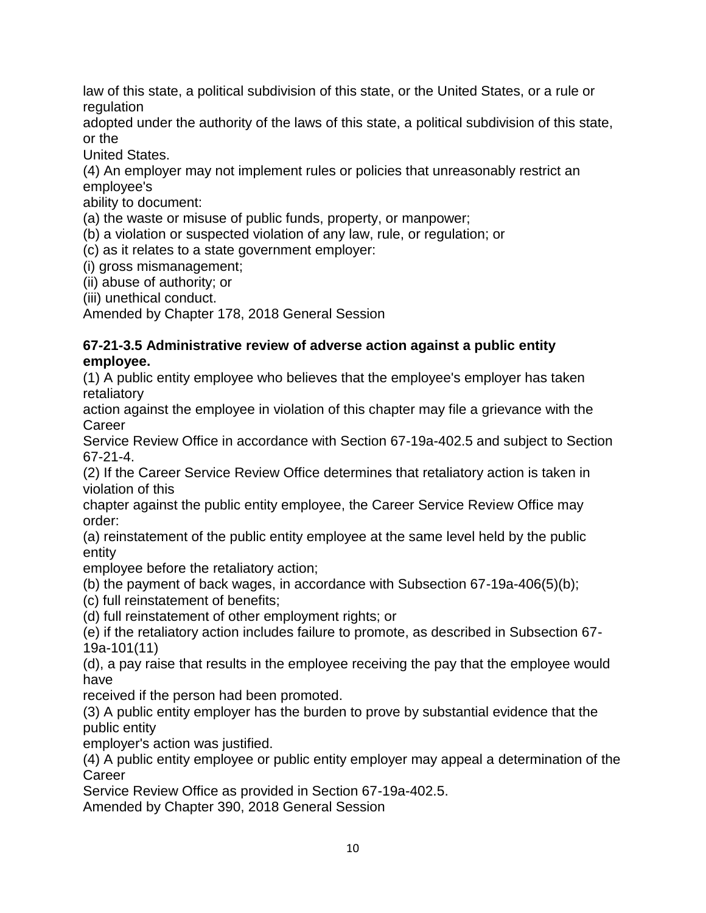law of this state, a political subdivision of this state, or the United States, or a rule or regulation adopted under the authority of the laws of this state, a political subdivision of this state, or the United States.

(4) An employer may not implement rules or policies that unreasonably restrict an employee's ability to document:

(a) the waste or misuse of public funds, property, or manpower;

(b) a violation or suspected violation of any law, rule, or regulation; or

(c) as it relates to a state government employer:

(i) gross mismanagement;

(ii) abuse of authority; or

(iii) unethical conduct.

Amended by Chapter 178, 2018 General Session

**67-21-3.5 Administrative review of adverse action against a public entity employee.**

(1) A public entity employee who believes that the employee's employer has taken retaliatory action against the employee in violation of this chapter may file a grievance with the Career Service Review Office in accordance with Section 67-19a-402.5 and subject to Section 67-21-4.

(2) If the Career Service Review Office determines that retaliatory action is taken in violation of this chapter against the public entity employee, the Career Service Review Office may order:

(a) reinstatement of the public entity employee at the same level held by the public entity employee before the retaliatory action;

(b) the payment of back wages, in accordance with Subsection 67-19a-406(5)(b);

(c) full reinstatement of benefits;

(d) full reinstatement of other employment rights; or

(e) if the retaliatory action includes failure to promote, as described in Subsection 67-19a-101(11)(d), a pay raise that results in the employee receiving the pay that the employee would have received if the person had been promoted.

(3) A public entity employer has the burden to prove by substantial evidence that the public entity employer's action was justified.

(4) A public entity employee or public entity employer may appeal a determination of the Career Service Review Office as provided in Section 67-19a-402.5.

Amended by Chapter 390, 2018 General Session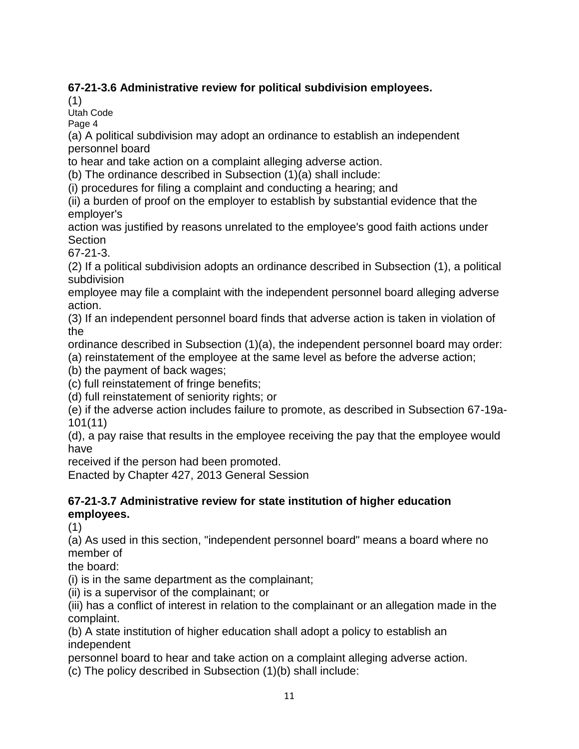**67-21-3.6 Administrative review for political subdivision employees.**

(1)

(a) A political subdivision may adopt an ordinance to establish an independent personnel board to hear and take action on a complaint alleging adverse action.

(b) The ordinance described in Subsection (1)(a) shall include:

(i) procedures for filing a complaint and conducting a hearing; and

(ii) a burden of proof on the employer to establish by substantial evidence that the employer's action was justified by reasons unrelated to the employee's good faith actions under Section 67-21-3.

(2) If a political subdivision adopts an ordinance described in Subsection (1), a political subdivision employee may file a complaint with the independent personnel board alleging adverse action.

(3) If an independent personnel board finds that adverse action is taken in violation of the ordinance described in Subsection (1)(a), the independent personnel board may order:

(a) reinstatement of the employee at the same level as before the adverse action;

(b) the payment of back wages;

(c) full reinstatement of fringe benefits;

(d) full reinstatement of seniority rights; or

(e) if the adverse action includes failure to promote, as described in Subsection 67-19a-101(11)(d), a pay raise that results in the employee receiving the pay that the employee would have received if the person had been promoted.

Enacted by Chapter 427, 2013 General Session

**67-21-3.7 Administrative review for state institution of higher education employees.**

(1)

(a) As used in this section, "independent personnel board" means a board where no member of the board:

(i) is in the same department as the complainant;

(ii) is a supervisor of the complainant; or

(iii) has a conflict of interest in relation to the complainant or an allegation made in the complaint.

(b) A state institution of higher education shall adopt a policy to establish an independent personnel board to hear and take action on a complaint alleging adverse action.

(c) The policy described in Subsection (1)(b) shall include: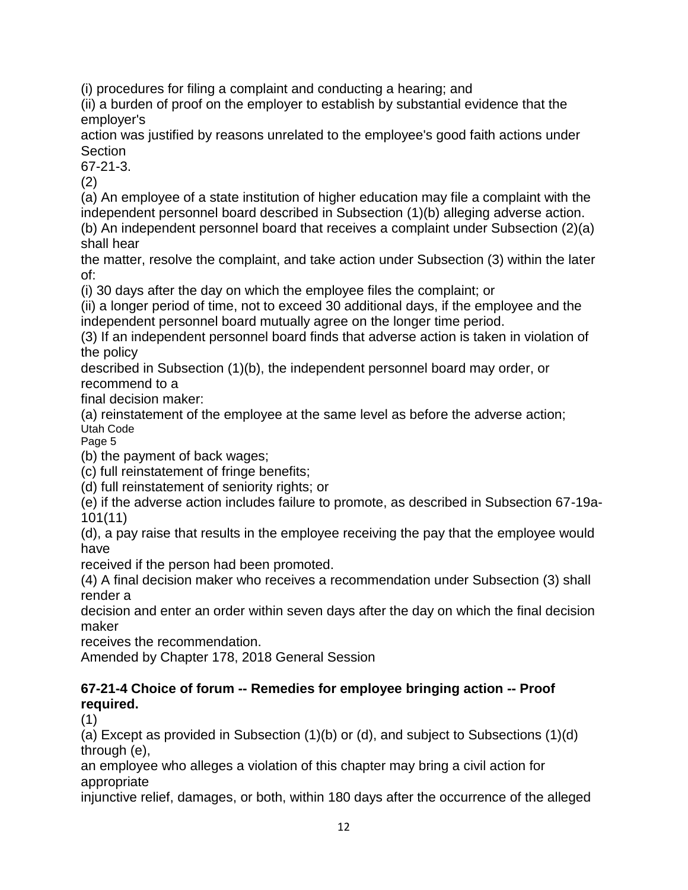(i) procedures for filing a complaint and conducting a hearing; and

(ii) a burden of proof on the employer to establish by substantial evidence that the employer's action was justified by reasons unrelated to the employee's good faith actions under Section 67-21-3.

(2)

(a) An employee of a state institution of higher education may file a complaint with the independent personnel board described in Subsection (1)(b) alleging adverse action.

(b) An independent personnel board that receives a complaint under Subsection (2)(a) shall hear the matter, resolve the complaint, and take action under Subsection (3) within the later of:

(i) 30 days after the day on which the employee files the complaint; or

(ii) a longer period of time, not to exceed 30 additional days, if the employee and the independent personnel board mutually agree on the longer time period.

(3) If an independent personnel board finds that adverse action is taken in violation of the policy described in Subsection (1)(b), the independent personnel board may order, or recommend to a final decision maker:

(a) reinstatement of the employee at the same level as before the adverse action;

(b) the payment of back wages;

(c) full reinstatement of fringe benefits;

(d) full reinstatement of seniority rights; or

(e) if the adverse action includes failure to promote, as described in Subsection 67-19a-101(11)(d), a pay raise that results in the employee receiving the pay that the employee would have received if the person had been promoted.

(4) A final decision maker who receives a recommendation under Subsection (3) shall render a decision and enter an order within seven days after the day on which the final decision maker receives the recommendation.

Amended by Chapter 178, 2018 General Session

**67-21-4 Choice of forum -- Remedies for employee bringing action -- Proof required.**

(1)

(a) Except as provided in Subsection (1)(b) or (d), and subject to Subsections (1)(d) through (e), an employee who alleges a violation of this chapter may bring a civil action for appropriate injunctive relief, damages, or both, within 180 days after the occurrence of the alleged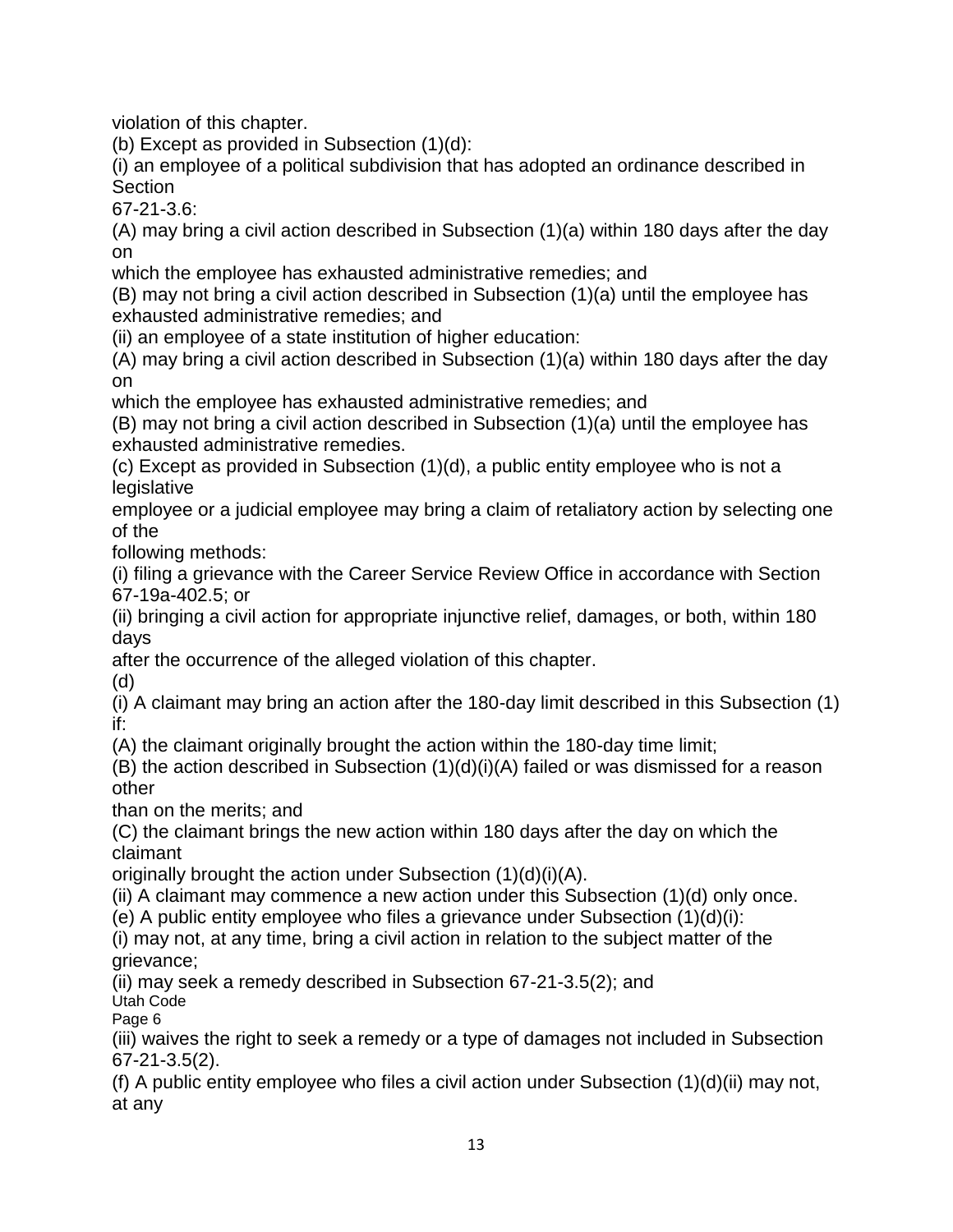violation of this chapter.

(b) Except as provided in Subsection (1)(d):

(i) an employee of a political subdivision that has adopted an ordinance described in Section 67-21-3.6:

(A) may bring a civil action described in Subsection (1)(a) within 180 days after the day on which the employee has exhausted administrative remedies; and

(B) may not bring a civil action described in Subsection (1)(a) until the employee has exhausted administrative remedies; and

(ii) an employee of a state institution of higher education:

(A) may bring a civil action described in Subsection (1)(a) within 180 days after the day on which the employee has exhausted administrative remedies; and

(B) may not bring a civil action described in Subsection (1)(a) until the employee has exhausted administrative remedies.

(c) Except as provided in Subsection (1)(d), a public entity employee who is not a legislative employee or a judicial employee may bring a claim of retaliatory action by selecting one of the following methods:

(i) filing a grievance with the Career Service Review Office in accordance with Section 67-19a-402.5; or

(ii) bringing a civil action for appropriate injunctive relief, damages, or both, within 180 days after the occurrence of the alleged violation of this chapter.

(d)

(i) A claimant may bring an action after the 180-day limit described in this Subsection (1) if:

(A) the claimant originally brought the action within the 180-day time limit;

(B) the action described in Subsection (1)(d)(i)(A) failed or was dismissed for a reason other than on the merits; and

(C) the claimant brings the new action within 180 days after the day on which the claimant originally brought the action under Subsection (1)(d)(i)(A).

(ii) A claimant may commence a new action under this Subsection (1)(d) only once.

(e) A public entity employee who files a grievance under Subsection (1)(d)(i):

(i) may not, at any time, bring a civil action in relation to the subject matter of the grievance;

(ii) may seek a remedy described in Subsection 67-21-3.5(2); and

(iii) waives the right to seek a remedy or a type of damages not included in Subsection 67-21-3.5(2).

(f) A public entity employee who files a civil action under Subsection (1)(d)(ii) may not, at any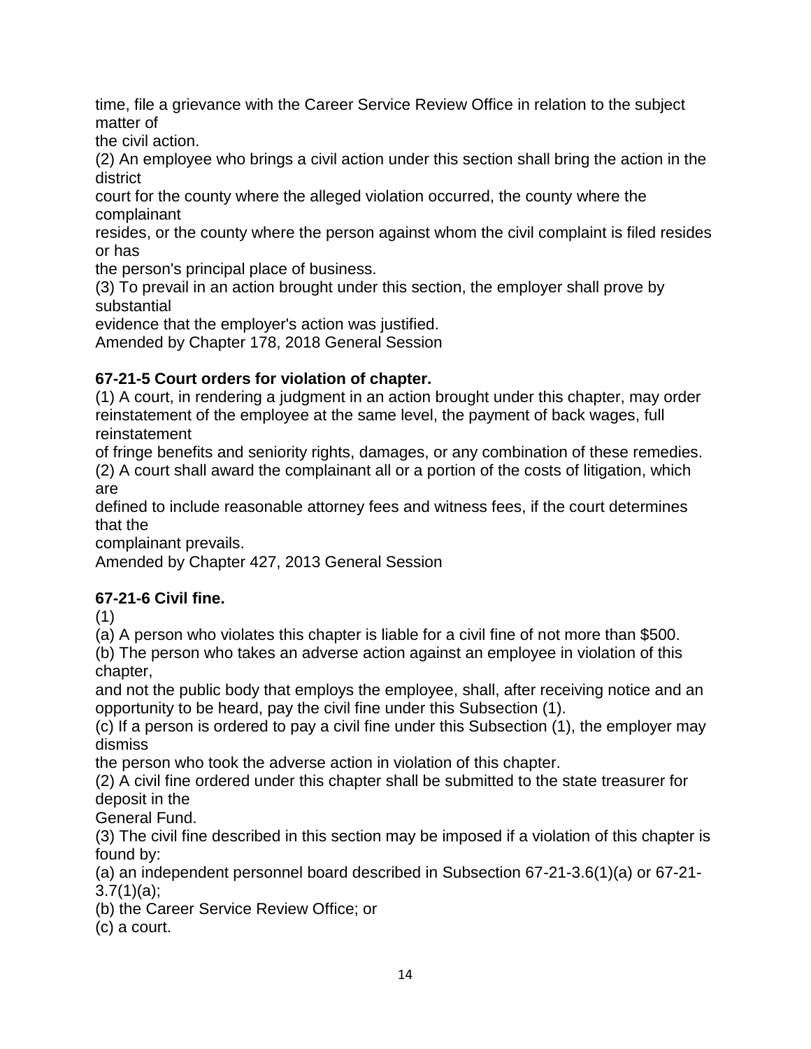time, file a grievance with the Career Service Review Office in relation to the subject matter of the civil action.

(2) An employee who brings a civil action under this section shall bring the action in the district court for the county where the alleged violation occurred, the county where the complainant resides, or the county where the person against whom the civil complaint is filed resides or has the person's principal place of business.

(3) To prevail in an action brought under this section, the employer shall prove by substantial evidence that the employer's action was justified.

Amended by Chapter 178, 2018 General Session

**67-21-5 Court orders for violation of chapter.**

(1) A court, in rendering a judgment in an action brought under this chapter, may order reinstatement of the employee at the same level, the payment of back wages, full reinstatement of fringe benefits and seniority rights, damages, or any combination of these remedies.

(2) A court shall award the complainant all or a portion of the costs of litigation, which are defined to include reasonable attorney fees and witness fees, if the court determines that the complainant prevails.

Amended by Chapter 427, 2013 General Session

**67-21-6 Civil fine.**

(1)

(a) A person who violates this chapter is liable for a civil fine of not more than $500.

(b) The person who takes an adverse action against an employee in violation of this chapter, and not the public body that employs the employee, shall, after receiving notice and an opportunity to be heard, pay the civil fine under this Subsection (1).

(c) If a person is ordered to pay a civil fine under this Subsection (1), the employer may dismiss the person who took the adverse action in violation of this chapter.

(2) A civil fine ordered under this chapter shall be submitted to the state treasurer for deposit in the General Fund.

(3) The civil fine described in this section may be imposed if a violation of this chapter is found by:

(a) an independent personnel board described in Subsection 67-21-3.6(1)(a) or 67-21-3.7(1)(a);

(b) the Career Service Review Office; or

(c) a court.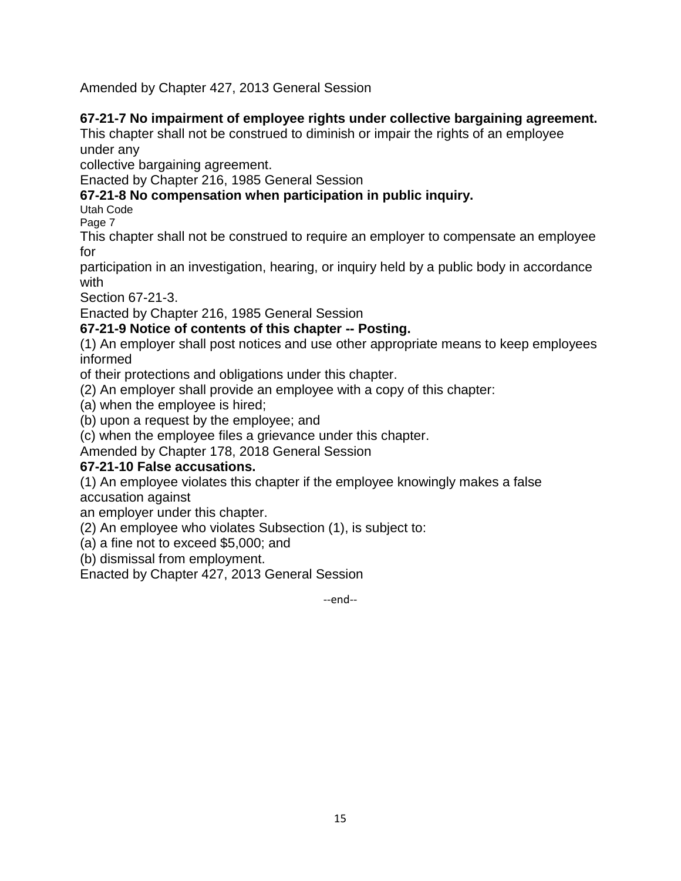Amended by Chapter 427, 2013 General Session

**67-21-7 No impairment of employee rights under collective bargaining agreement.**

This chapter shall not be construed to diminish or impair the rights of an employee under any collective bargaining agreement.

Enacted by Chapter 216, 1985 General Session

**67-21-8 No compensation when participation in public inquiry.**

This chapter shall not be construed to require an employer to compensate an employee for participation in an investigation, hearing, or inquiry held by a public body in accordance with Section 67-21-3.

Enacted by Chapter 216, 1985 General Session

**67-21-9 Notice of contents of this chapter -- Posting.**

(1) An employer shall post notices and use other appropriate means to keep employees informed of their protections and obligations under this chapter.

(2) An employer shall provide an employee with a copy of this chapter:

(a) when the employee is hired;

(b) upon a request by the employee; and

(c) when the employee files a grievance under this chapter.

Amended by Chapter 178, 2018 General Session

**67-21-10 False accusations.**

(1) An employee violates this chapter if the employee knowingly makes a false accusation against an employer under this chapter.

(2) An employee who violates Subsection (1), is subject to:

(a) a fine not to exceed $5,000; and

(b) dismissal from employment.

Enacted by Chapter 427, 2013 General Session

--end--